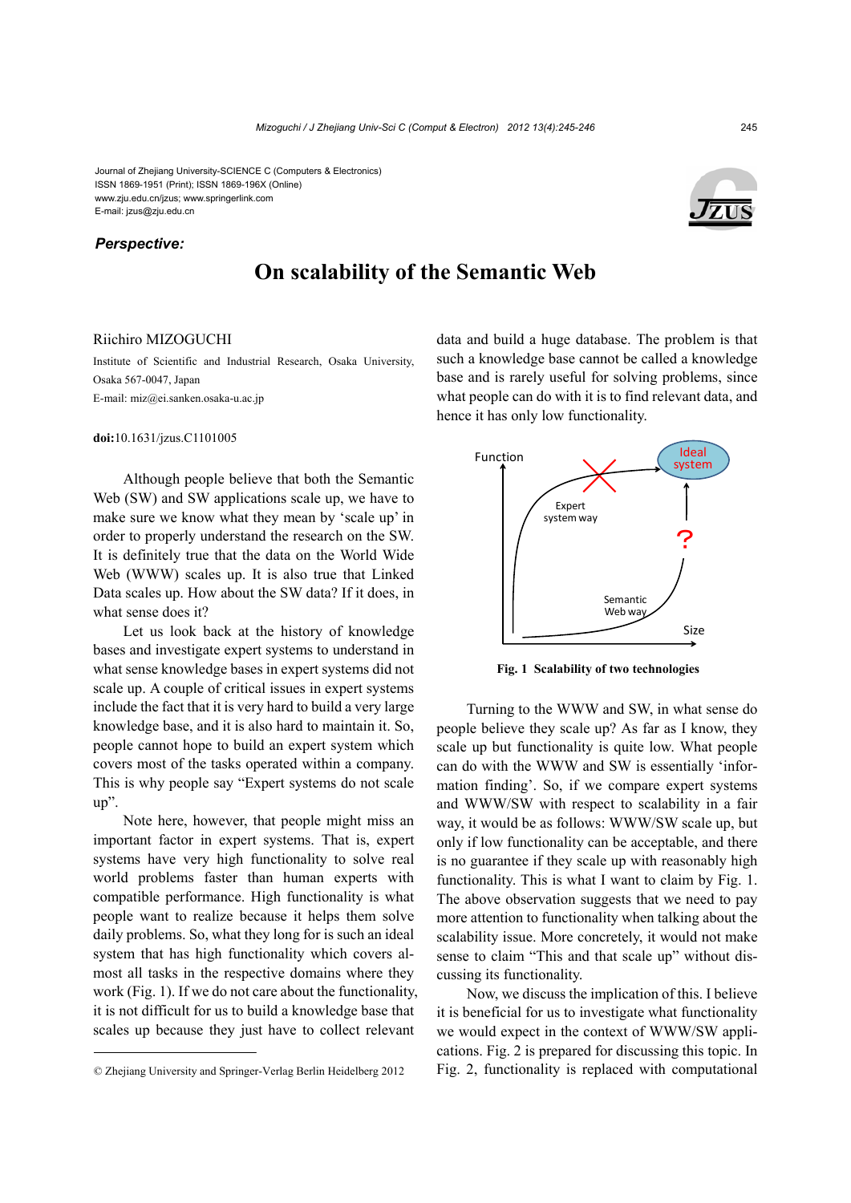Journal of Zhejiang University-SCIENCE C (Computers & Electronics)
ISSN 1869-1951 (Print); ISSN 1869-196X (Online)
www.zju.edu.cn/jzus; www.springerlink.com
E-mail: jzus@zju.edu.cn

***Perspective:***

# On scalability of the Semantic Web

Riichiro MIZOGUCHI

Institute of Scientific and Industrial Research, Osaka University, Osaka 567-0047, Japan

E-mail: miz@ei.sanken.osaka-u.ac.jp

**doi:**10.1631/jzus.C1101005

Although people believe that both the Semantic Web (SW) and SW applications scale up, we have to make sure we know what they mean by 'scale up' in order to properly understand the research on the SW. It is definitely true that the data on the World Wide Web (WWW) scales up. It is also true that Linked Data scales up. How about the SW data? If it does, in what sense does it?

Let us look back at the history of knowledge bases and investigate expert systems to understand in what sense knowledge bases in expert systems did not scale up. A couple of critical issues in expert systems include the fact that it is very hard to build a very large knowledge base, and it is also hard to maintain it. So, people cannot hope to build an expert system which covers most of the tasks operated within a company. This is why people say "Expert systems do not scale up".

Note here, however, that people might miss an important factor in expert systems. That is, expert systems have very high functionality to solve real world problems faster than human experts with compatible performance. High functionality is what people want to realize because it helps them solve daily problems. So, what they long for is such an ideal system that has high functionality which covers almost all tasks in the respective domains where they work (Fig. 1). If we do not care about the functionality, it is not difficult for us to build a knowledge base that scales up because they just have to collect relevant data and build a huge database. The problem is that such a knowledge base cannot be called a knowledge base and is rarely useful for solving problems, since what people can do with it is to find relevant data, and hence it has only low functionality.

Function
Ideal system
Expert system way
?
Semantic Web way
Size

Fig. 1 Scalability of two technologies

Turning to the WWW and SW, in what sense do people believe they scale up? As far as I know, they scale up but functionality is quite low. What people can do with the WWW and SW is essentially 'information finding'. So, if we compare expert systems and WWW/SW with respect to scalability in a fair way, it would be as follows: WWW/SW scale up, but only if low functionality can be acceptable, and there is no guarantee if they scale up with reasonably high functionality. This is what I want to claim by Fig. 1. The above observation suggests that we need to pay more attention to functionality when talking about the scalability issue. More concretely, it would not make sense to claim "This and that scale up" without discussing its functionality.

Now, we discuss the implication of this. I believe it is beneficial for us to investigate what functionality we would expect in the context of WWW/SW applications. Fig. 2 is prepared for discussing this topic. In Fig. 2, functionality is replaced with computational

© Zhejiang University and Springer-Verlag Berlin Heidelberg 2012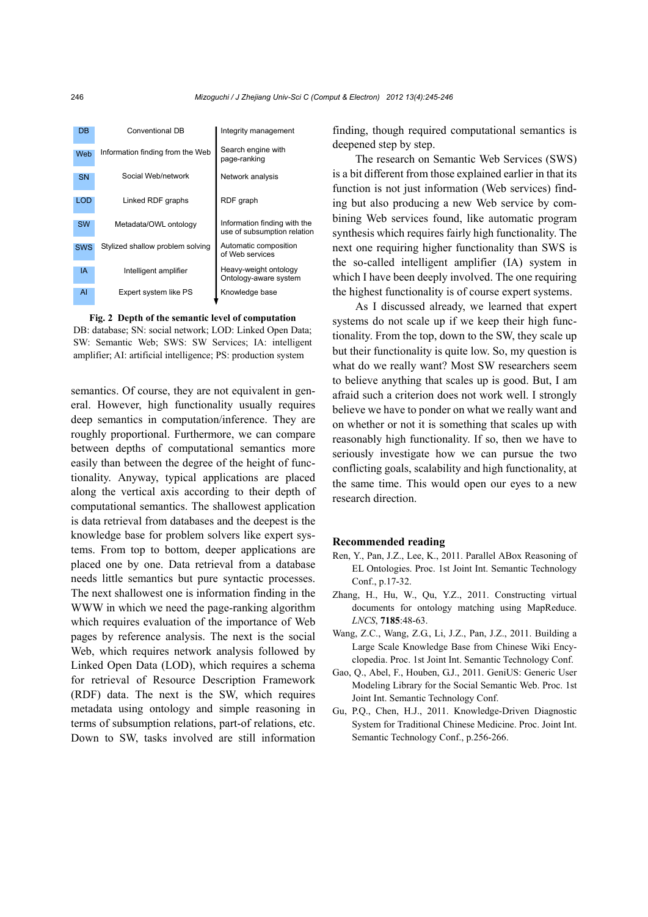| | | |
|---|---|---|
| DB | Conventional DB | Integrity management |
| Web | Information finding from the Web | Search engine with page-ranking |
| SN | Social Web/network | Network analysis |
| LOD | Linked RDF graphs | RDF graph |
| SW | Metadata/OWL ontology | Information finding with the use of subsumption relation |
| SWS | Stylized shallow problem solving | Automatic composition of Web services |
| IA | Intelligent amplifier | Heavy-weight ontology Ontology-aware system |
| AI | Expert system like PS | Knowledge base |

**Fig. 2 Depth of the semantic level of computation**
DB: database; SN: social network; LOD: Linked Open Data; SW: Semantic Web; SWS: SW Services; IA: intelligent amplifier; AI: artificial intelligence; PS: production system

semantics. Of course, they are not equivalent in general. However, high functionality usually requires deep semantics in computation/inference. They are roughly proportional. Furthermore, we can compare between depths of computational semantics more easily than between the degree of the height of functionality. Anyway, typical applications are placed along the vertical axis according to their depth of computational semantics. The shallowest application is data retrieval from databases and the deepest is the knowledge base for problem solvers like expert systems. From top to bottom, deeper applications are placed one by one. Data retrieval from a database needs little semantics but pure syntactic processes. The next shallowest one is information finding in the WWW in which we need the page-ranking algorithm which requires evaluation of the importance of Web pages by reference analysis. The next is the social Web, which requires network analysis followed by Linked Open Data (LOD), which requires a schema for retrieval of Resource Description Framework (RDF) data. The next is the SW, which requires metadata using ontology and simple reasoning in terms of subsumption relations, part-of relations, etc. Down to SW, tasks involved are still information finding, though required computational semantics is deepened step by step.

The research on Semantic Web Services (SWS) is a bit different from those explained earlier in that its function is not just information (Web services) finding but also producing a new Web service by combining Web services found, like automatic program synthesis which requires fairly high functionality. The next one requiring higher functionality than SWS is the so-called intelligent amplifier (IA) system in which I have been deeply involved. The one requiring the highest functionality is of course expert systems.

As I discussed already, we learned that expert systems do not scale up if we keep their high functionality. From the top, down to the SW, they scale up but their functionality is quite low. So, my question is what do we really want? Most SW researchers seem to believe anything that scales up is good. But, I am afraid such a criterion does not work well. I strongly believe we have to ponder on what we really want and on whether or not it is something that scales up with reasonably high functionality. If so, then we have to seriously investigate how we can pursue the two conflicting goals, scalability and high functionality, at the same time. This would open our eyes to a new research direction.

## Recommended reading

Ren, Y., Pan, J.Z., Lee, K., 2011. Parallel ABox Reasoning of EL Ontologies. Proc. 1st Joint Int. Semantic Technology Conf., p.17-32.

Zhang, H., Hu, W., Qu, Y.Z., 2011. Constructing virtual documents for ontology matching using MapReduce. *LNCS*, **7185**:48-63.

Wang, Z.C., Wang, Z.G., Li, J.Z., Pan, J.Z., 2011. Building a Large Scale Knowledge Base from Chinese Wiki Encyclopedia. Proc. 1st Joint Int. Semantic Technology Conf.

Gao, Q., Abel, F., Houben, G.J., 2011. GeniUS: Generic User Modeling Library for the Social Semantic Web. Proc. 1st Joint Int. Semantic Technology Conf.

Gu, P.Q., Chen, H.J., 2011. Knowledge-Driven Diagnostic System for Traditional Chinese Medicine. Proc. Joint Int. Semantic Technology Conf., p.256-266.